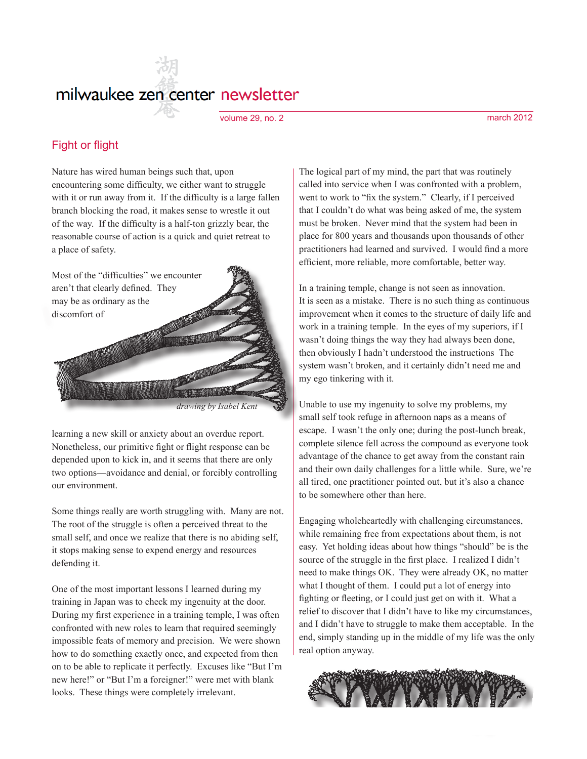# milwaukee zen center newsletter

volume 29, no. 2 march 2012

## Fight or flight

Nature has wired human beings such that, upon encountering some difficulty, we either want to struggle with it or run away from it. If the difficulty is a large fallen branch blocking the road, it makes sense to wrestle it out of the way. If the difficulty is a half-ton grizzly bear, the reasonable course of action is a quick and quiet retreat to a place of safety.

Most of the "difficulties" we encounter aren't that clearly defined. They may be as ordinary as the discomfort of learning a new skill or anxiety about an overdue report. Nonetheless, our primitive fight or flight response can be depended upon to kick in, and it seems that there are only two options—avoidance and denial, or forcibly controlling our environment.

*drawing by Isabel Kent*

Some things really are worth struggling with. Many are not. The root of the struggle is often a perceived threat to the small self, and once we realize that there is no abiding self, it stops making sense to expend energy and resources defending it.

One of the most important lessons I learned during my training in Japan was to check my ingenuity at the door. During my first experience in a training temple, I was often confronted with new roles to learn that required seemingly impossible feats of memory and precision. We were shown how to do something exactly once, and expected from then on to be able to replicate it perfectly. Excuses like "But I'm new here!" or "But I'm a foreigner!" were met with blank looks. These things were completely irrelevant.

The logical part of my mind, the part that was routinely called into service when I was confronted with a problem, went to work to "fix the system." Clearly, if I perceived that I couldn't do what was being asked of me, the system must be broken. Never mind that the system had been in place for 800 years and thousands upon thousands of other practitioners had learned and survived. I would find a more efficient, more reliable, more comfortable, better way.

In a training temple, change is not seen as innovation. It is seen as a mistake. There is no such thing as continuous improvement when it comes to the structure of daily life and work in a training temple. In the eyes of my superiors, if I wasn't doing things the way they had always been done, then obviously I hadn't understood the instructions The system wasn't broken, and it certainly didn't need me and my ego tinkering with it.

Unable to use my ingenuity to solve my problems, my small self took refuge in afternoon naps as a means of escape. I wasn't the only one; during the post-lunch break, complete silence fell across the compound as everyone took advantage of the chance to get away from the constant rain and their own daily challenges for a little while. Sure, we're all tired, one practitioner pointed out, but it's also a chance to be somewhere other than here.

Engaging wholeheartedly with challenging circumstances, while remaining free from expectations about them, is not easy. Yet holding ideas about how things "should" be is the source of the struggle in the first place. I realized I didn't need to make things OK. They were already OK, no matter what I thought of them. I could put a lot of energy into fighting or fleeting, or I could just get on with it. What a relief to discover that I didn't have to like my circumstances, and I didn't have to struggle to make them acceptable. In the end, simply standing up in the middle of my life was the only real option anyway.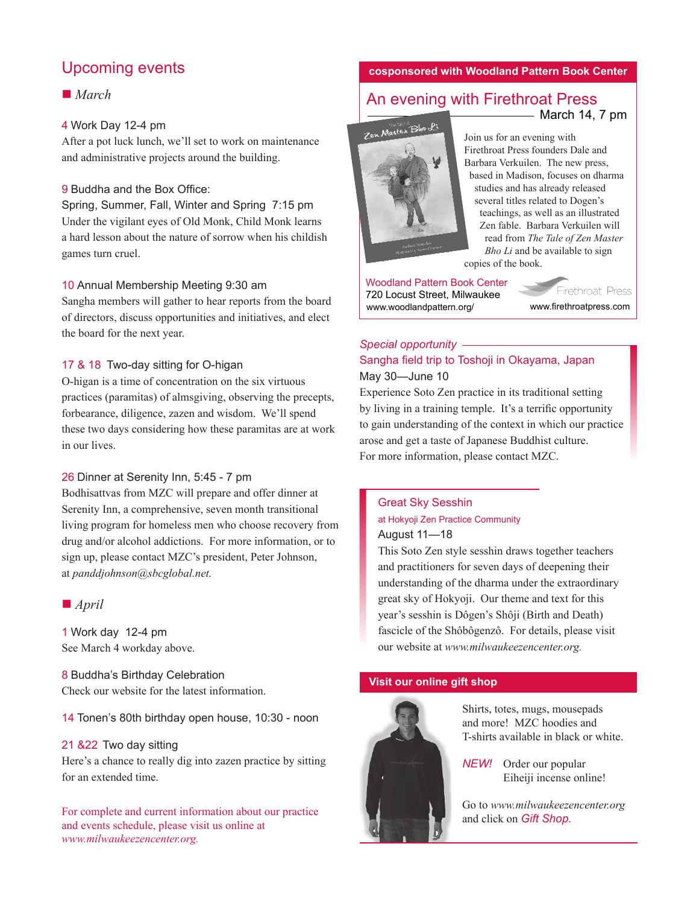## Upcoming events

### ■ *March*

**4** Work Day 12-4 pm
After a pot luck lunch, we'll set to work on maintenance and administrative projects around the building.

**9** Buddha and the Box Office:
Spring, Summer, Fall, Winter and Spring 7:15 pm
Under the vigilant eyes of Old Monk, Child Monk learns a hard lesson about the nature of sorrow when his childish games turn cruel.

**10** Annual Membership Meeting 9:30 am
Sangha members will gather to hear reports from the board of directors, discuss opportunities and initiatives, and elect the board for the next year.

**17 & 18** Two-day sitting for O-higan
O-higan is a time of concentration on the six virtuous practices (paramitas) of almsgiving, observing the precepts, forbearance, diligence, zazen and wisdom. We'll spend these two days considering how these paramitas are at work in our lives.

**26** Dinner at Serenity Inn, 5:45 - 7 pm
Bodhisattvas from MZC will prepare and offer dinner at Serenity Inn, a comprehensive, seven month transitional living program for homeless men who choose recovery from drug and/or alcohol addictions. For more information, or to sign up, please contact MZC's president, Peter Johnson, at *panddjohnson@sbcglobal.net.*

### ■ *April*

**1** Work day 12-4 pm
See March 4 workday above.

**8** Buddha's Birthday Celebration
Check our website for the latest information.

**14** Tonen's 80th birthday open house, 10:30 - noon

**21 &22** Two day sitting
Here's a chance to really dig into zazen practice by sitting for an extended time.

For complete and current information about our practice and events schedule, please visit us online at *www.milwaukeezencenter.org.*

---

**cosponsored with Woodland Pattern Book Center**

## An evening with Firethroat Press

March 14, 7 pm

Join us for an evening with Firethroat Press founders Dale and Barbara Verkuilen. The new press, based in Madison, focuses on dharma studies and has already released several titles related to Dogen's teachings, as well as an illustrated Zen fable. Barbara Verkuilen will read from *The Tale of Zen Master Bho Li* and be available to sign copies of the book.

Woodland Pattern Book Center
720 Locust Street, Milwaukee
www.woodlandpattern.org/

Firethroat Press
www.firethroatpress.com

---

*Special opportunity*

## Sangha field trip to Toshoji in Okayama, Japan

May 30—June 10

Experience Soto Zen practice in its traditional setting by living in a training temple. It's a terrific opportunity to gain understanding of the context in which our practice arose and get a taste of Japanese Buddhist culture. For more information, please contact MZC.

---

## Great Sky Sesshin

at Hokyoji Zen Practice Community

August 11—18

This Soto Zen style sesshin draws together teachers and practitioners for seven days of deepening their understanding of the dharma under the extraordinary great sky of Hokyoji. Our theme and text for this year's sesshin is Dôgen's Shôji (Birth and Death) fascicle of the Shôbôgenzô. For details, please visit our website at *www.milwaukeezencenter.org.*

---

## Visit our online gift shop

Shirts, totes, mugs, mousepads and more! MZC hoodies and T-shirts available in black or white.

*NEW!* Order our popular Eiheiji incense online!

Go to *www.milwaukeezencenter.org* and click on *Gift Shop.*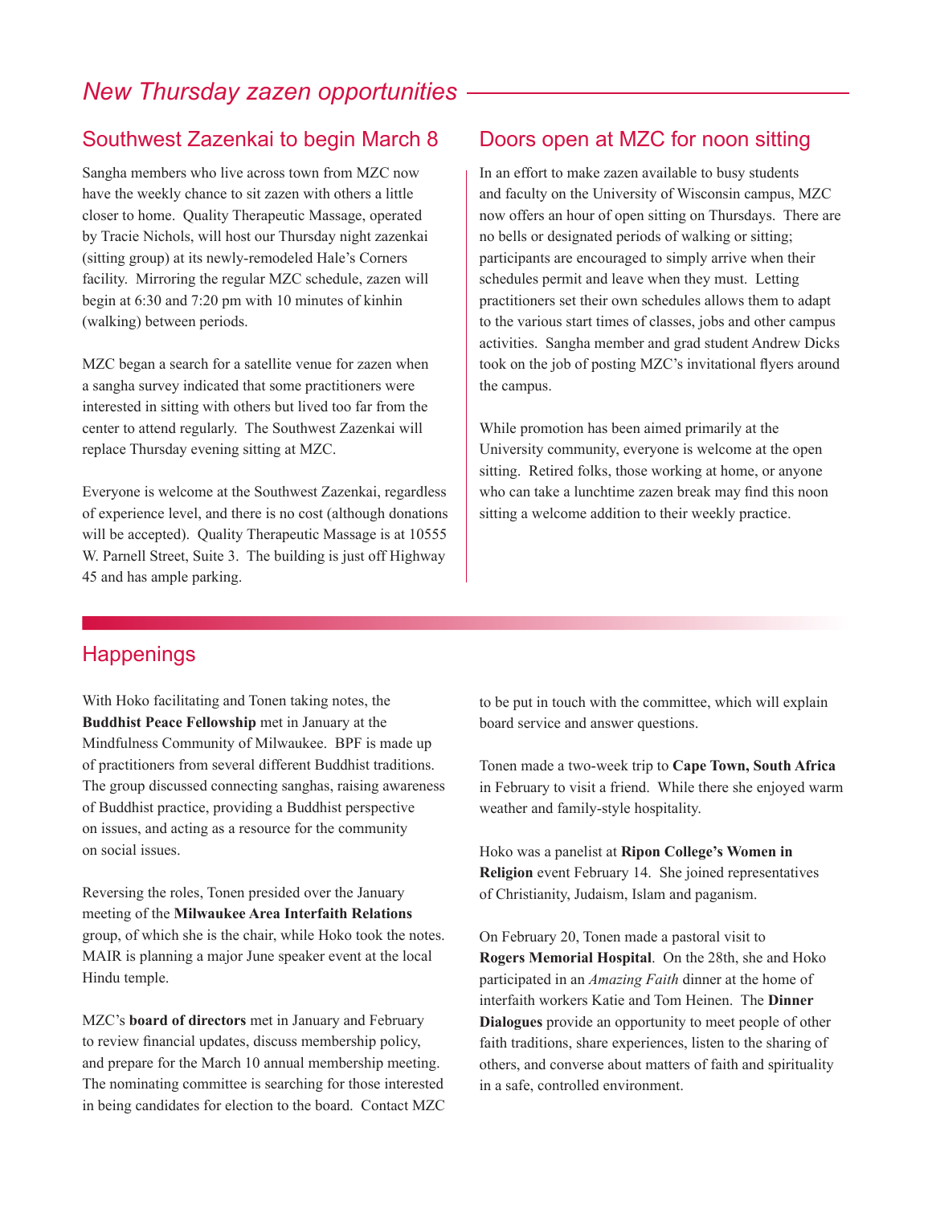# New Thursday zazen opportunities

## Southwest Zazenkai to begin March 8

Sangha members who live across town from MZC now have the weekly chance to sit zazen with others a little closer to home. Quality Therapeutic Massage, operated by Tracie Nichols, will host our Thursday night zazenkai (sitting group) at its newly-remodeled Hale's Corners facility. Mirroring the regular MZC schedule, zazen will begin at 6:30 and 7:20 pm with 10 minutes of kinhin (walking) between periods.

MZC began a search for a satellite venue for zazen when a sangha survey indicated that some practitioners were interested in sitting with others but lived too far from the center to attend regularly. The Southwest Zazenkai will replace Thursday evening sitting at MZC.

Everyone is welcome at the Southwest Zazenkai, regardless of experience level, and there is no cost (although donations will be accepted). Quality Therapeutic Massage is at 10555 W. Parnell Street, Suite 3. The building is just off Highway 45 and has ample parking.

## Doors open at MZC for noon sitting

In an effort to make zazen available to busy students and faculty on the University of Wisconsin campus, MZC now offers an hour of open sitting on Thursdays. There are no bells or designated periods of walking or sitting; participants are encouraged to simply arrive when their schedules permit and leave when they must. Letting practitioners set their own schedules allows them to adapt to the various start times of classes, jobs and other campus activities. Sangha member and grad student Andrew Dicks took on the job of posting MZC's invitational flyers around the campus.

While promotion has been aimed primarily at the University community, everyone is welcome at the open sitting. Retired folks, those working at home, or anyone who can take a lunchtime zazen break may find this noon sitting a welcome addition to their weekly practice.

## Happenings

With Hoko facilitating and Tonen taking notes, the **Buddhist Peace Fellowship** met in January at the Mindfulness Community of Milwaukee. BPF is made up of practitioners from several different Buddhist traditions. The group discussed connecting sanghas, raising awareness of Buddhist practice, providing a Buddhist perspective on issues, and acting as a resource for the community on social issues.

Reversing the roles, Tonen presided over the January meeting of the **Milwaukee Area Interfaith Relations** group, of which she is the chair, while Hoko took the notes. MAIR is planning a major June speaker event at the local Hindu temple.

MZC's **board of directors** met in January and February to review financial updates, discuss membership policy, and prepare for the March 10 annual membership meeting. The nominating committee is searching for those interested in being candidates for election to the board. Contact MZC to be put in touch with the committee, which will explain board service and answer questions.

Tonen made a two-week trip to **Cape Town, South Africa** in February to visit a friend. While there she enjoyed warm weather and family-style hospitality.

Hoko was a panelist at **Ripon College's Women in Religion** event February 14. She joined representatives of Christianity, Judaism, Islam and paganism.

On February 20, Tonen made a pastoral visit to **Rogers Memorial Hospital**. On the 28th, she and Hoko participated in an *Amazing Faith* dinner at the home of interfaith workers Katie and Tom Heinen. The **Dinner Dialogues** provide an opportunity to meet people of other faith traditions, share experiences, listen to the sharing of others, and converse about matters of faith and spirituality in a safe, controlled environment.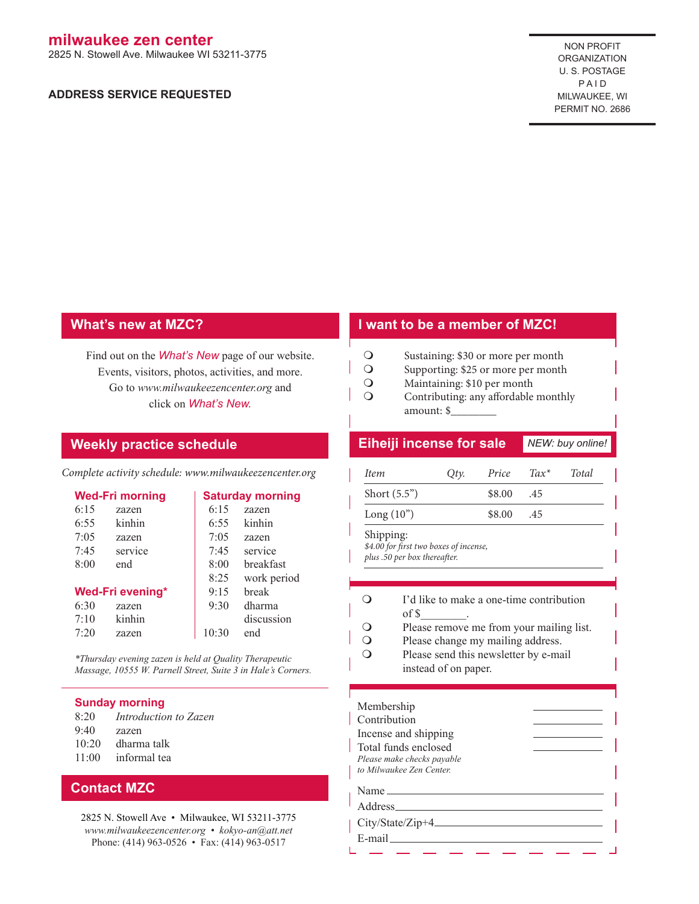**milwaukee zen center**
2825 N. Stowell Ave. Milwaukee WI 53211-3775

**ADDRESS SERVICE REQUESTED**

NON PROFIT ORGANIZATION
U. S. POSTAGE
PAID
MILWAUKEE, WI
PERMIT NO. 2686

## What's new at MZC?

Find out on the *What's New* page of our website. Events, visitors, photos, activities, and more. Go to *www.milwaukeezencenter.org* and click on *What's New*.

## Weekly practice schedule

*Complete activity schedule: www.milwaukeezencenter.org*

### Wed-Fri morning

| | |
|---|---|
| 6:15 | zazen |
| 6:55 | kinhin |
| 7:05 | zazen |
| 7:45 | service |
| 8:00 | end |

### Wed-Fri evening*

| | |
|---|---|
| 6:30 | zazen |
| 7:10 | kinhin |
| 7:20 | zazen |

### Saturday morning

| | |
|---|---|
| 6:15 | zazen |
| 6:55 | kinhin |
| 7:05 | zazen |
| 7:45 | service |
| 8:00 | breakfast |
| 8:25 | work period |
| 9:15 | break |
| 9:30 | dharma discussion |
| 10:30 | end |

*\*Thursday evening zazen is held at Quality Therapeutic Massage, 10555 W. Parnell Street, Suite 3 in Hale's Corners.*

### Sunday morning

| | |
|---|---|
| 8:20 | *Introduction to Zazen* |
| 9:40 | zazen |
| 10:20 | dharma talk |
| 11:00 | informal tea |

## Contact MZC

2825 N. Stowell Ave • Milwaukee, WI 53211-3775
*www.milwaukeezencenter.org* • *kokyo-an@att.net*
Phone: (414) 963-0526 • Fax: (414) 963-0517

## I want to be a member of MZC!

- ❍ Sustaining: $30 or more per month
- ❍ Supporting: $25 or more per month
- ❍ Maintaining: $10 per month
- ❍ Contributing: any affordable monthly amount: $________

## Eiheiji incense for sale

*NEW: buy online!*

| *Item* | *Qty.* | *Price* | *Tax\** | *Total* |
|---|---|---|---|---|
| Short (5.5") | | $8.00 | .45 | |
| Long (10") | | $8.00 | .45 | |

Shipping:
*$4.00 for first two boxes of incense, plus .50 per box thereafter.*

- ❍ I'd like to make a one-time contribution of $________.
- ❍ Please remove me from your mailing list.
- ❍ Please change my mailing address.
- ❍ Please send this newsletter by e-mail instead of on paper.

Membership ________
Contribution ________
Incense and shipping ________
Total funds enclosed ________

*Please make checks payable to Milwaukee Zen Center.*

Name ____________________
Address ____________________
City/State/Zip+4 ____________________
E-mail ____________________